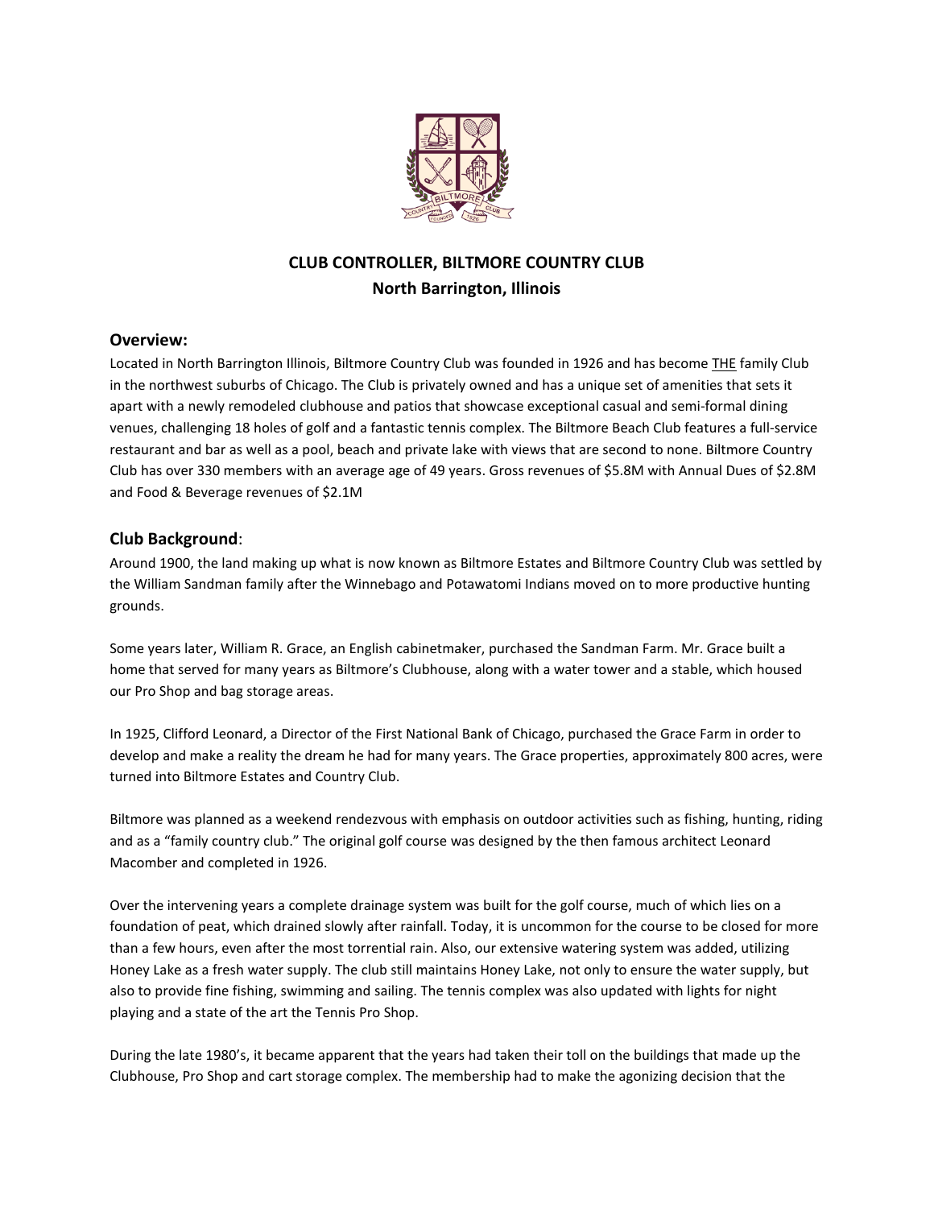# CLUB CONTROLLER, BILTMORE COUNTRY CLUB

## North Barrington, Illinois

## Overview:

Located in North Barrington Illinois, Biltmore Country Club was founded in 1926 and has become THE family Club in the northwest suburbs of Chicago. The Club is privately owned and has a unique set of amenities that sets it apart with a newly remodeled clubhouse and patios that showcase exceptional casual and semi-formal dining venues, challenging 18 holes of golf and a fantastic tennis complex. The Biltmore Beach Club features a full-service restaurant and bar as well as a pool, beach and private lake with views that are second to none. Biltmore Country Club has over 330 members with an average age of 49 years. Gross revenues of $5.8M with Annual Dues of $2.8M and Food & Beverage revenues of $2.1M

## Club Background:

Around 1900, the land making up what is now known as Biltmore Estates and Biltmore Country Club was settled by the William Sandman family after the Winnebago and Potawatomi Indians moved on to more productive hunting grounds.

Some years later, William R. Grace, an English cabinetmaker, purchased the Sandman Farm. Mr. Grace built a home that served for many years as Biltmore's Clubhouse, along with a water tower and a stable, which housed our Pro Shop and bag storage areas.

In 1925, Clifford Leonard, a Director of the First National Bank of Chicago, purchased the Grace Farm in order to develop and make a reality the dream he had for many years. The Grace properties, approximately 800 acres, were turned into Biltmore Estates and Country Club.

Biltmore was planned as a weekend rendezvous with emphasis on outdoor activities such as fishing, hunting, riding and as a "family country club." The original golf course was designed by the then famous architect Leonard Macomber and completed in 1926.

Over the intervening years a complete drainage system was built for the golf course, much of which lies on a foundation of peat, which drained slowly after rainfall. Today, it is uncommon for the course to be closed for more than a few hours, even after the most torrential rain. Also, our extensive watering system was added, utilizing Honey Lake as a fresh water supply. The club still maintains Honey Lake, not only to ensure the water supply, but also to provide fine fishing, swimming and sailing. The tennis complex was also updated with lights for night playing and a state of the art the Tennis Pro Shop.

During the late 1980's, it became apparent that the years had taken their toll on the buildings that made up the Clubhouse, Pro Shop and cart storage complex. The membership had to make the agonizing decision that the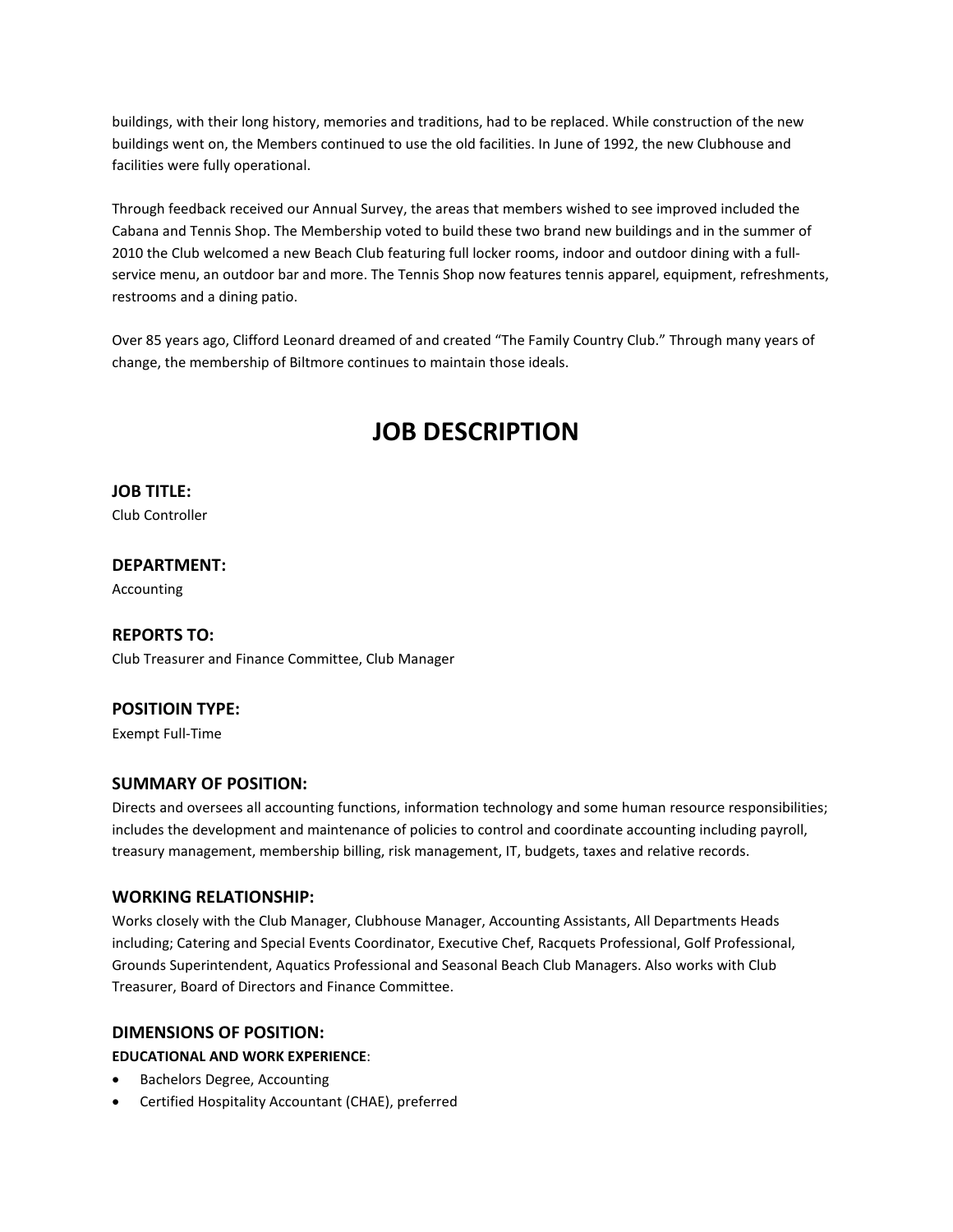buildings, with their long history, memories and traditions, had to be replaced. While construction of the new buildings went on, the Members continued to use the old facilities. In June of 1992, the new Clubhouse and facilities were fully operational.

Through feedback received our Annual Survey, the areas that members wished to see improved included the Cabana and Tennis Shop. The Membership voted to build these two brand new buildings and in the summer of 2010 the Club welcomed a new Beach Club featuring full locker rooms, indoor and outdoor dining with a full-service menu, an outdoor bar and more. The Tennis Shop now features tennis apparel, equipment, refreshments, restrooms and a dining patio.

Over 85 years ago, Clifford Leonard dreamed of and created "The Family Country Club." Through many years of change, the membership of Biltmore continues to maintain those ideals.

# JOB DESCRIPTION

### JOB TITLE:
Club Controller

### DEPARTMENT:
Accounting

### REPORTS TO:
Club Treasurer and Finance Committee, Club Manager

### POSITIOIN TYPE:
Exempt Full-Time

### SUMMARY OF POSITION:
Directs and oversees all accounting functions, information technology and some human resource responsibilities; includes the development and maintenance of policies to control and coordinate accounting including payroll, treasury management, membership billing, risk management, IT, budgets, taxes and relative records.

### WORKING RELATIONSHIP:
Works closely with the Club Manager, Clubhouse Manager, Accounting Assistants, All Departments Heads including; Catering and Special Events Coordinator, Executive Chef, Racquets Professional, Golf Professional, Grounds Superintendent, Aquatics Professional and Seasonal Beach Club Managers. Also works with Club Treasurer, Board of Directors and Finance Committee.

### DIMENSIONS OF POSITION:

**EDUCATIONAL AND WORK EXPERIENCE**:

- Bachelors Degree, Accounting
- Certified Hospitality Accountant (CHAE), preferred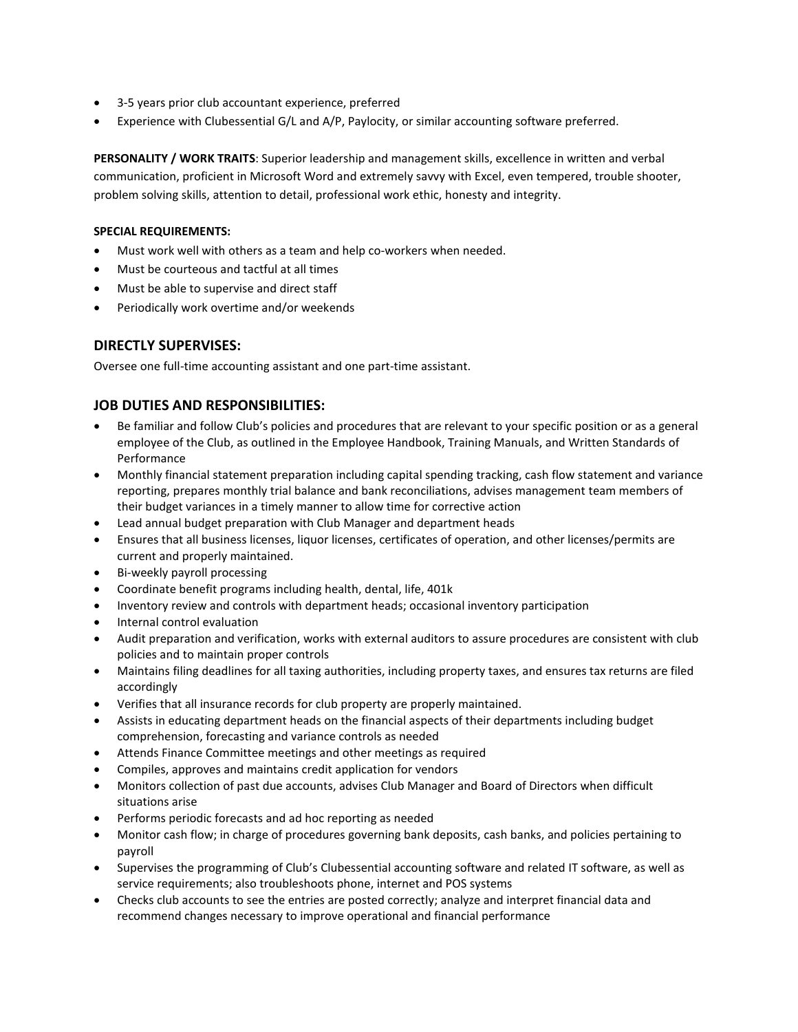- 3-5 years prior club accountant experience, preferred
- Experience with Clubessential G/L and A/P, Paylocity, or similar accounting software preferred.

**PERSONALITY / WORK TRAITS**: Superior leadership and management skills, excellence in written and verbal communication, proficient in Microsoft Word and extremely savvy with Excel, even tempered, trouble shooter, problem solving skills, attention to detail, professional work ethic, honesty and integrity.

**SPECIAL REQUIREMENTS:**

- Must work well with others as a team and help co-workers when needed.
- Must be courteous and tactful at all times
- Must be able to supervise and direct staff
- Periodically work overtime and/or weekends

## DIRECTLY SUPERVISES:

Oversee one full-time accounting assistant and one part-time assistant.

## JOB DUTIES AND RESPONSIBILITIES:

- Be familiar and follow Club's policies and procedures that are relevant to your specific position or as a general employee of the Club, as outlined in the Employee Handbook, Training Manuals, and Written Standards of Performance
- Monthly financial statement preparation including capital spending tracking, cash flow statement and variance reporting, prepares monthly trial balance and bank reconciliations, advises management team members of their budget variances in a timely manner to allow time for corrective action
- Lead annual budget preparation with Club Manager and department heads
- Ensures that all business licenses, liquor licenses, certificates of operation, and other licenses/permits are current and properly maintained.
- Bi-weekly payroll processing
- Coordinate benefit programs including health, dental, life, 401k
- Inventory review and controls with department heads; occasional inventory participation
- Internal control evaluation
- Audit preparation and verification, works with external auditors to assure procedures are consistent with club policies and to maintain proper controls
- Maintains filing deadlines for all taxing authorities, including property taxes, and ensures tax returns are filed accordingly
- Verifies that all insurance records for club property are properly maintained.
- Assists in educating department heads on the financial aspects of their departments including budget comprehension, forecasting and variance controls as needed
- Attends Finance Committee meetings and other meetings as required
- Compiles, approves and maintains credit application for vendors
- Monitors collection of past due accounts, advises Club Manager and Board of Directors when difficult situations arise
- Performs periodic forecasts and ad hoc reporting as needed
- Monitor cash flow; in charge of procedures governing bank deposits, cash banks, and policies pertaining to payroll
- Supervises the programming of Club's Clubessential accounting software and related IT software, as well as service requirements; also troubleshoots phone, internet and POS systems
- Checks club accounts to see the entries are posted correctly; analyze and interpret financial data and recommend changes necessary to improve operational and financial performance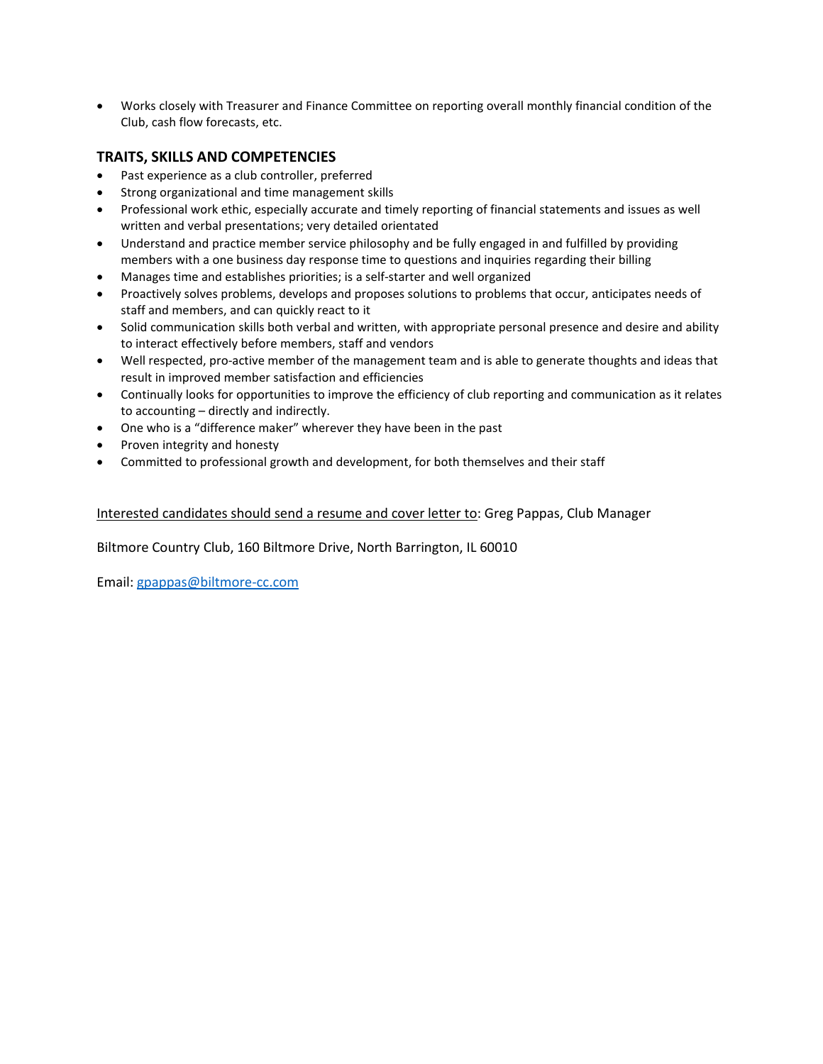- Works closely with Treasurer and Finance Committee on reporting overall monthly financial condition of the Club, cash flow forecasts, etc.

## TRAITS, SKILLS AND COMPETENCIES

- Past experience as a club controller, preferred
- Strong organizational and time management skills
- Professional work ethic, especially accurate and timely reporting of financial statements and issues as well written and verbal presentations; very detailed orientated
- Understand and practice member service philosophy and be fully engaged in and fulfilled by providing members with a one business day response time to questions and inquiries regarding their billing
- Manages time and establishes priorities; is a self-starter and well organized
- Proactively solves problems, develops and proposes solutions to problems that occur, anticipates needs of staff and members, and can quickly react to it
- Solid communication skills both verbal and written, with appropriate personal presence and desire and ability to interact effectively before members, staff and vendors
- Well respected, pro-active member of the management team and is able to generate thoughts and ideas that result in improved member satisfaction and efficiencies
- Continually looks for opportunities to improve the efficiency of club reporting and communication as it relates to accounting – directly and indirectly.
- One who is a "difference maker" wherever they have been in the past
- Proven integrity and honesty
- Committed to professional growth and development, for both themselves and their staff

<u>Interested candidates should send a resume and cover letter to</u>: Greg Pappas, Club Manager

Biltmore Country Club, 160 Biltmore Drive, North Barrington, IL 60010

Email: gpappas@biltmore-cc.com